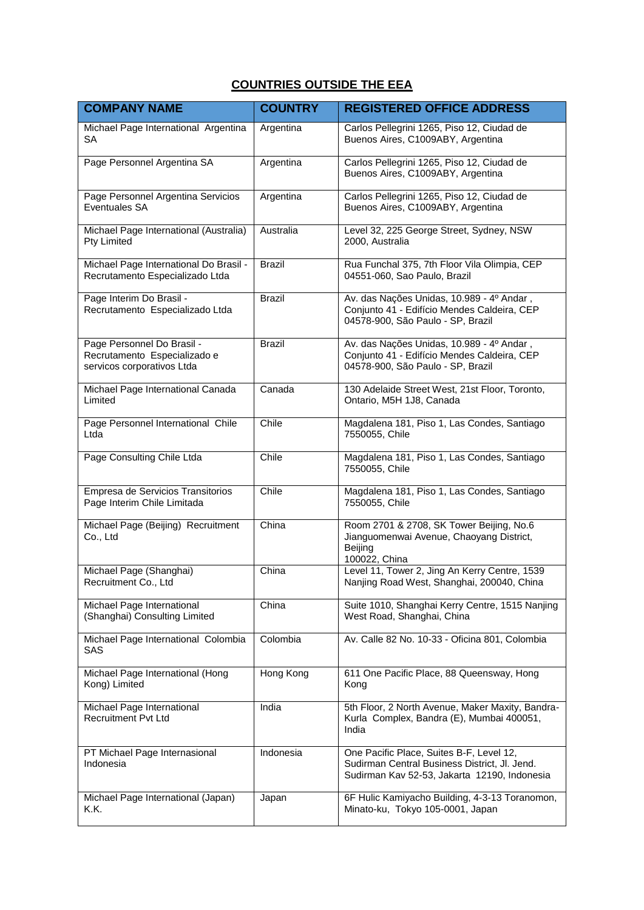## COUNTRIES OUTSIDE THE EEA

| COMPANY NAME | COUNTRY | REGISTERED OFFICE ADDRESS |
|---|---|---|
| Michael Page International Argentina SA | Argentina | Carlos Pellegrini 1265, Piso 12, Ciudad de Buenos Aires, C1009ABY, Argentina |
| Page Personnel Argentina SA | Argentina | Carlos Pellegrini 1265, Piso 12, Ciudad de Buenos Aires, C1009ABY, Argentina |
| Page Personnel Argentina Servicios Eventuales SA | Argentina | Carlos Pellegrini 1265, Piso 12, Ciudad de Buenos Aires, C1009ABY, Argentina |
| Michael Page International (Australia) Pty Limited | Australia | Level 32, 225 George Street, Sydney, NSW 2000, Australia |
| Michael Page International Do Brasil - Recrutamento Especializado Ltda | Brazil | Rua Funchal 375, 7th Floor Vila Olimpia, CEP 04551-060, Sao Paulo, Brazil |
| Page Interim Do Brasil - Recrutamento Especializado Ltda | Brazil | Av. das Nações Unidas, 10.989 - 4º Andar , Conjunto 41 - Edifício Mendes Caldeira, CEP 04578-900, São Paulo - SP, Brazil |
| Page Personnel Do Brasil - Recrutamento Especializado e servicos corporativos Ltda | Brazil | Av. das Nações Unidas, 10.989 - 4º Andar , Conjunto 41 - Edifício Mendes Caldeira, CEP 04578-900, São Paulo - SP, Brazil |
| Michael Page International Canada Limited | Canada | 130 Adelaide Street West, 21st Floor, Toronto, Ontario, M5H 1J8, Canada |
| Page Personnel International Chile Ltda | Chile | Magdalena 181, Piso 1, Las Condes, Santiago 7550055, Chile |
| Page Consulting Chile Ltda | Chile | Magdalena 181, Piso 1, Las Condes, Santiago 7550055, Chile |
| Empresa de Servicios Transitorios Page Interim Chile Limitada | Chile | Magdalena 181, Piso 1, Las Condes, Santiago 7550055, Chile |
| Michael Page (Beijing) Recruitment Co., Ltd | China | Room 2701 & 2708, SK Tower Beijing, No.6 Jianguomenwai Avenue, Chaoyang District, Beijing 100022, China |
| Michael Page (Shanghai) Recruitment Co., Ltd | China | Level 11, Tower 2, Jing An Kerry Centre, 1539 Nanjing Road West, Shanghai, 200040, China |
| Michael Page International (Shanghai) Consulting Limited | China | Suite 1010, Shanghai Kerry Centre, 1515 Nanjing West Road, Shanghai, China |
| Michael Page International Colombia SAS | Colombia | Av. Calle 82 No. 10-33 - Oficina 801, Colombia |
| Michael Page International (Hong Kong) Limited | Hong Kong | 611 One Pacific Place, 88 Queensway, Hong Kong |
| Michael Page International Recruitment Pvt Ltd | India | 5th Floor, 2 North Avenue, Maker Maxity, Bandra-Kurla Complex, Bandra (E), Mumbai 400051, India |
| PT Michael Page Internasional Indonesia | Indonesia | One Pacific Place, Suites B-F, Level 12, Sudirman Central Business District, Jl. Jend. Sudirman Kav 52-53, Jakarta 12190, Indonesia |
| Michael Page International (Japan) K.K. | Japan | 6F Hulic Kamiyacho Building, 4-3-13 Toranomon, Minato-ku, Tokyo 105-0001, Japan |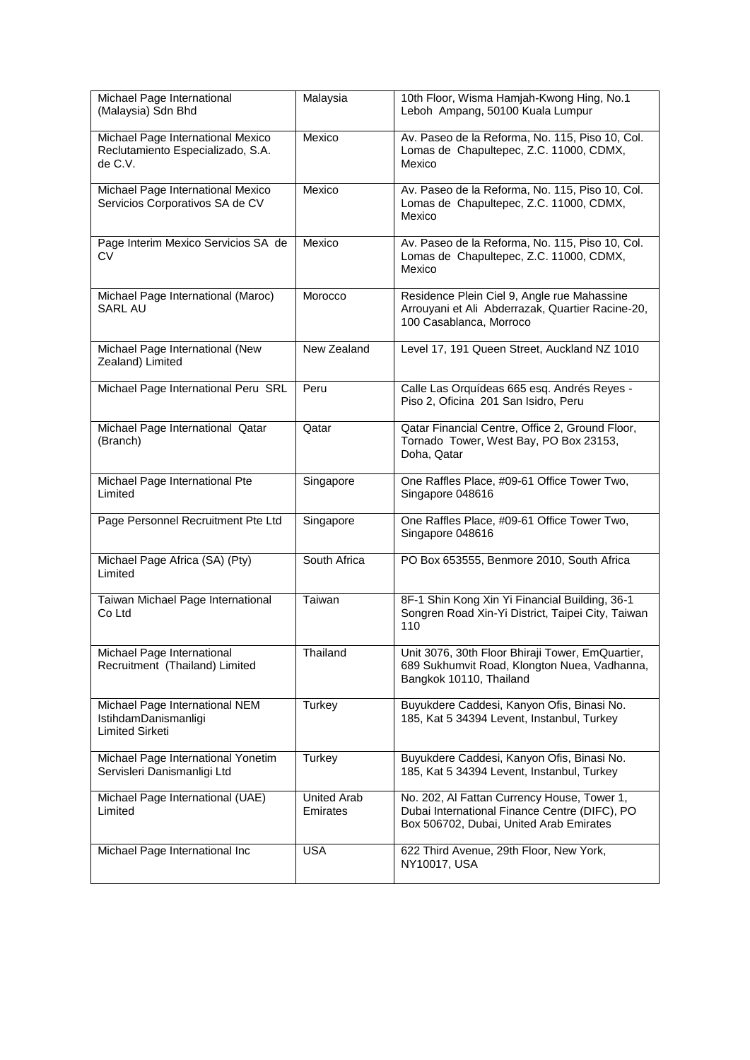| | | |
|---|---|---|
| Michael Page International (Malaysia) Sdn Bhd | Malaysia | 10th Floor, Wisma Hamjah-Kwong Hing, No.1 Leboh Ampang, 50100 Kuala Lumpur |
| Michael Page International Mexico Reclutamiento Especializado, S.A. de C.V. | Mexico | Av. Paseo de la Reforma, No. 115, Piso 10, Col. Lomas de Chapultepec, Z.C. 11000, CDMX, Mexico |
| Michael Page International Mexico Servicios Corporativos SA de CV | Mexico | Av. Paseo de la Reforma, No. 115, Piso 10, Col. Lomas de Chapultepec, Z.C. 11000, CDMX, Mexico |
| Page Interim Mexico Servicios SA de CV | Mexico | Av. Paseo de la Reforma, No. 115, Piso 10, Col. Lomas de Chapultepec, Z.C. 11000, CDMX, Mexico |
| Michael Page International (Maroc) SARL AU | Morocco | Residence Plein Ciel 9, Angle rue Mahassine Arrouyani et Ali Abderrazak, Quartier Racine-20, 100 Casablanca, Morroco |
| Michael Page International (New Zealand) Limited | New Zealand | Level 17, 191 Queen Street, Auckland NZ 1010 |
| Michael Page International Peru SRL | Peru | Calle Las Orquídeas 665 esq. Andrés Reyes - Piso 2, Oficina 201 San Isidro, Peru |
| Michael Page International Qatar (Branch) | Qatar | Qatar Financial Centre, Office 2, Ground Floor, Tornado Tower, West Bay, PO Box 23153, Doha, Qatar |
| Michael Page International Pte Limited | Singapore | One Raffles Place, #09-61 Office Tower Two, Singapore 048616 |
| Page Personnel Recruitment Pte Ltd | Singapore | One Raffles Place, #09-61 Office Tower Two, Singapore 048616 |
| Michael Page Africa (SA) (Pty) Limited | South Africa | PO Box 653555, Benmore 2010, South Africa |
| Taiwan Michael Page International Co Ltd | Taiwan | 8F-1 Shin Kong Xin Yi Financial Building, 36-1 Songren Road Xin-Yi District, Taipei City, Taiwan 110 |
| Michael Page International Recruitment (Thailand) Limited | Thailand | Unit 3076, 30th Floor Bhiraji Tower, EmQuartier, 689 Sukhumvit Road, Klongton Nuea, Vadhanna, Bangkok 10110, Thailand |
| Michael Page International NEM IstihdamDanismanligi Limited Sirketi | Turkey | Buyukdere Caddesi, Kanyon Ofis, Binasi No. 185, Kat 5 34394 Levent, Instanbul, Turkey |
| Michael Page International Yonetim Servisleri Danismanligi Ltd | Turkey | Buyukdere Caddesi, Kanyon Ofis, Binasi No. 185, Kat 5 34394 Levent, Instanbul, Turkey |
| Michael Page International (UAE) Limited | United Arab Emirates | No. 202, Al Fattan Currency House, Tower 1, Dubai International Finance Centre (DIFC), PO Box 506702, Dubai, United Arab Emirates |
| Michael Page International Inc | USA | 622 Third Avenue, 29th Floor, New York, NY10017, USA |